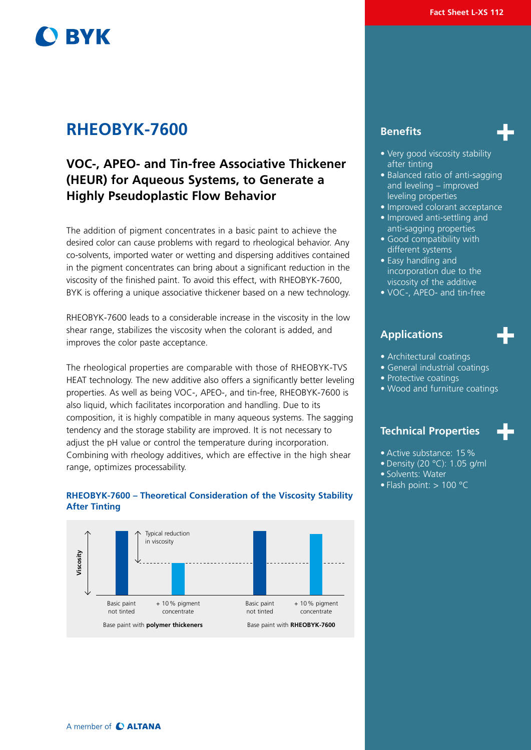Fact Sheet L-XS 112

# RHEOBYK-7600

## VOC-, APEO- and Tin-free Associative Thickener (HEUR) for Aqueous Systems, to Generate a Highly Pseudoplastic Flow Behavior

The addition of pigment concentrates in a basic paint to achieve the desired color can cause problems with regard to rheological behavior. Any co-solvents, imported water or wetting and dispersing additives contained in the pigment concentrates can bring about a significant reduction in the viscosity of the finished paint. To avoid this effect, with RHEOBYK-7600, BYK is offering a unique associative thickener based on a new technology.

RHEOBYK-7600 leads to a considerable increase in the viscosity in the low shear range, stabilizes the viscosity when the colorant is added, and improves the color paste acceptance.

The rheological properties are comparable with those of RHEOBYK-TVS HEAT technology. The new additive also offers a significantly better leveling properties. As well as being VOC-, APEO-, and tin-free, RHEOBYK-7600 is also liquid, which facilitates incorporation and handling. Due to its composition, it is highly compatible in many aqueous systems. The sagging tendency and the storage stability are improved. It is not necessary to adjust the pH value or control the temperature during incorporation. Combining with rheology additives, which are effective in the high shear range, optimizes processability.

### RHEOBYK-7600 – Theoretical Consideration of the Viscosity Stability After Tinting

Viscosity

Typical reduction in viscosity

Basic paint not tinted | + 10 % pigment concentrate | Basic paint not tinted | + 10 % pigment concentrate

Base paint with **polymer thickeners** | Base paint with **RHEOBYK-7600**

## Benefits

- Very good viscosity stability after tinting
- Balanced ratio of anti-sagging and leveling – improved leveling properties
- Improved colorant acceptance
- Improved anti-settling and anti-sagging properties
- Good compatibility with different systems
- Easy handling and incorporation due to the viscosity of the additive
- VOC-, APEO- and tin-free

## Applications

- Architectural coatings
- General industrial coatings
- Protective coatings
- Wood and furniture coatings

## Technical Properties

- Active substance: 15 %
- Density (20 °C): 1.05 g/ml
- Solvents: Water
- Flash point: > 100 °C

A member of ALTANA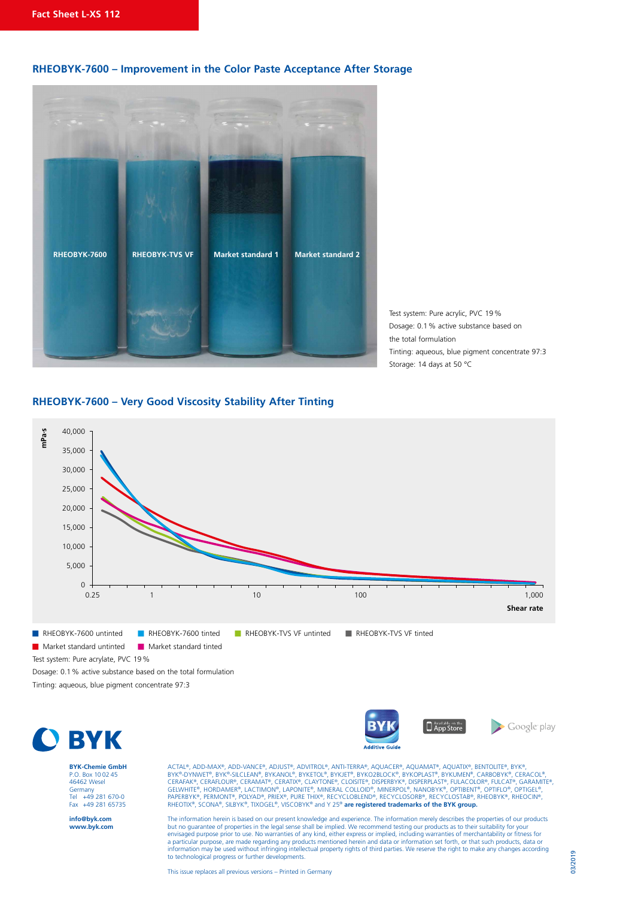Fact Sheet L-XS 112

## RHEOBYK-7600 – Improvement in the Color Paste Acceptance After Storage

RHEOBYK-7600
RHEOBYK-TVS VF
Market standard 1
Market standard 2

Test system: Pure acrylic, PVC 19 %
Dosage: 0.1 % active substance based on the total formulation
Tinting: aqueous, blue pigment concentrate 97:3
Storage: 14 days at 50 °C

## RHEOBYK-7600 – Very Good Viscosity Stability After Tinting

mPa·s
40,000
35,000
30,000
25,000
20,000
15,000
10,000
5,000
0
0.25
1
10
100
1,000
Shear rate

RHEOBYK-7600 untinted
RHEOBYK-7600 tinted
RHEOBYK-TVS VF untinted
RHEOBYK-TVS VF tinted
Market standard untinted
Market standard tinted

Test system: Pure acrylate, PVC 19 %
Dosage: 0.1 % active substance based on the total formulation
Tinting: aqueous, blue pigment concentrate 97:3

BYK

BYK Additive Guide

Available on the App Store

Google play

**BYK-Chemie GmbH**
P.O. Box 10 02 45
46462 Wesel
Germany
Tel +49 281 670-0
Fax +49 281 65735

**info@byk.com**
**www.byk.com**

ACTAL®, ADD-MAX®, ADD-VANCE®, ADJUST®, ADVITROL®, ANTI-TERRA®, AQUACER®, AQUAMAT®, AQUATIX®, BENTOLITE®, BYK®, BYK®-DYNWET®, BYK®-SILCLEAN®, BYKANOL®, BYKETOL®, BYKJET®, BYKO2BLOCK®, BYKOPLAST®, BYKUMEN®, CARBOBYK®, CERACOL®, CERAFAK®, CERAFLOUR®, CERAMAT®, CERATIX®, CLAYTONE®, CLOISITE®, DISPERBYK®, DISPERPLAST®, FULACOLOR®, FULCAT®, GARAMITE®, GELWHITE®, HORDAMER®, LACTIMON®, LAPONITE®, MINERAL COLLOID®, MINERPOL®, NANOBYK®, OPTIBENT®, OPTIFLO®, OPTIGEL®, PAPERBYK®, PERMONT®, POLYAD®, PRIEX®, PURE THIX®, RECYCLOBLEND®, RECYCLOSORB®, RECYCLOSTAB®, RHEOBYK®, RHEOCIN®, RHEOTIX®, SCONA®, SILBYK®, TIXOGEL®, VISCOBYK® and Y 25® **are registered trademarks of the BYK group.**

The information herein is based on our present knowledge and experience. The information merely describes the properties of our products but no guarantee of properties in the legal sense shall be implied. We recommend testing our products as to their suitability for your envisaged purpose prior to use. No warranties of any kind, either express or implied, including warranties of merchantability or fitness for a particular purpose, are made regarding any products mentioned herein and data or information set forth, or that such products, data or information may be used without infringing intellectual property rights of third parties. We reserve the right to make any changes according to technological progress or further developments.

This issue replaces all previous versions – Printed in Germany

03/2019